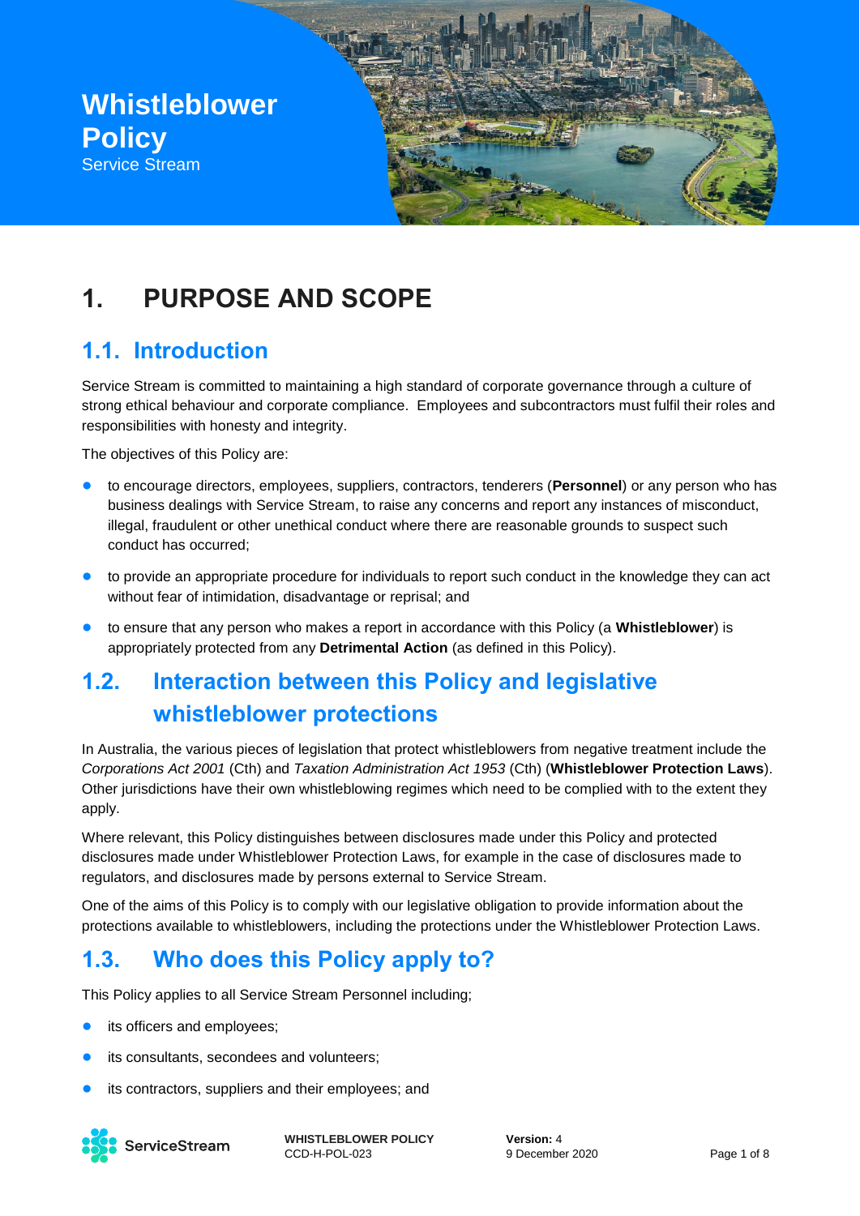# Whistleblower Policy

Service Stream

# 1. PURPOSE AND SCOPE

## 1.1. Introduction

Service Stream is committed to maintaining a high standard of corporate governance through a culture of strong ethical behaviour and corporate compliance. Employees and subcontractors must fulfil their roles and responsibilities with honesty and integrity.

The objectives of this Policy are:

- to encourage directors, employees, suppliers, contractors, tenderers (**Personnel**) or any person who has business dealings with Service Stream, to raise any concerns and report any instances of misconduct, illegal, fraudulent or other unethical conduct where there are reasonable grounds to suspect such conduct has occurred;
- to provide an appropriate procedure for individuals to report such conduct in the knowledge they can act without fear of intimidation, disadvantage or reprisal; and
- to ensure that any person who makes a report in accordance with this Policy (a **Whistleblower**) is appropriately protected from any **Detrimental Action** (as defined in this Policy).

## 1.2. Interaction between this Policy and legislative whistleblower protections

In Australia, the various pieces of legislation that protect whistleblowers from negative treatment include the *Corporations Act 2001* (Cth) and *Taxation Administration Act 1953* (Cth) (**Whistleblower Protection Laws**). Other jurisdictions have their own whistleblowing regimes which need to be complied with to the extent they apply.

Where relevant, this Policy distinguishes between disclosures made under this Policy and protected disclosures made under Whistleblower Protection Laws, for example in the case of disclosures made to regulators, and disclosures made by persons external to Service Stream.

One of the aims of this Policy is to comply with our legislative obligation to provide information about the protections available to whistleblowers, including the protections under the Whistleblower Protection Laws.

## 1.3. Who does this Policy apply to?

This Policy applies to all Service Stream Personnel including;

- its officers and employees;
- its consultants, secondees and volunteers;
- its contractors, suppliers and their employees; and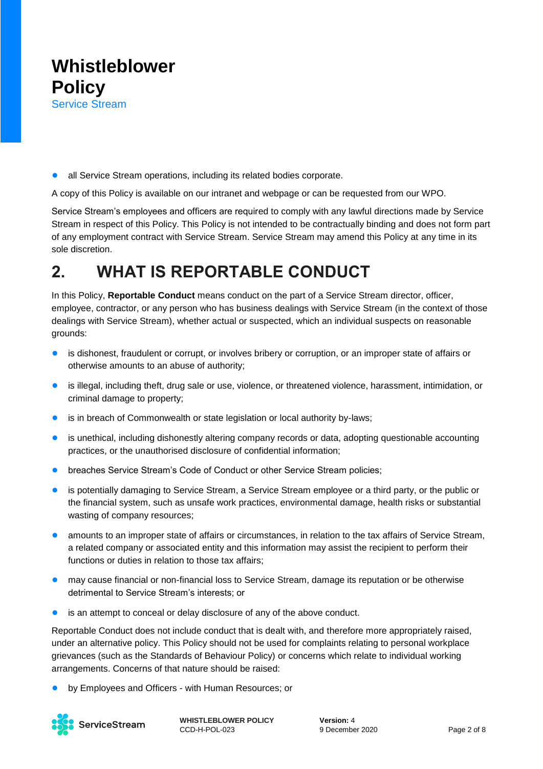- all Service Stream operations, including its related bodies corporate.

A copy of this Policy is available on our intranet and webpage or can be requested from our WPO.

Service Stream's employees and officers are required to comply with any lawful directions made by Service Stream in respect of this Policy. This Policy is not intended to be contractually binding and does not form part of any employment contract with Service Stream. Service Stream may amend this Policy at any time in its sole discretion.

# 2. WHAT IS REPORTABLE CONDUCT

In this Policy, **Reportable Conduct** means conduct on the part of a Service Stream director, officer, employee, contractor, or any person who has business dealings with Service Stream (in the context of those dealings with Service Stream), whether actual or suspected, which an individual suspects on reasonable grounds:

- is dishonest, fraudulent or corrupt, or involves bribery or corruption, or an improper state of affairs or otherwise amounts to an abuse of authority;
- is illegal, including theft, drug sale or use, violence, or threatened violence, harassment, intimidation, or criminal damage to property;
- is in breach of Commonwealth or state legislation or local authority by-laws;
- is unethical, including dishonestly altering company records or data, adopting questionable accounting practices, or the unauthorised disclosure of confidential information;
- breaches Service Stream's Code of Conduct or other Service Stream policies;
- is potentially damaging to Service Stream, a Service Stream employee or a third party, or the public or the financial system, such as unsafe work practices, environmental damage, health risks or substantial wasting of company resources;
- amounts to an improper state of affairs or circumstances, in relation to the tax affairs of Service Stream, a related company or associated entity and this information may assist the recipient to perform their functions or duties in relation to those tax affairs;
- may cause financial or non-financial loss to Service Stream, damage its reputation or be otherwise detrimental to Service Stream's interests; or
- is an attempt to conceal or delay disclosure of any of the above conduct.

Reportable Conduct does not include conduct that is dealt with, and therefore more appropriately raised, under an alternative policy. This Policy should not be used for complaints relating to personal workplace grievances (such as the Standards of Behaviour Policy) or concerns which relate to individual working arrangements. Concerns of that nature should be raised:

- by Employees and Officers - with Human Resources; or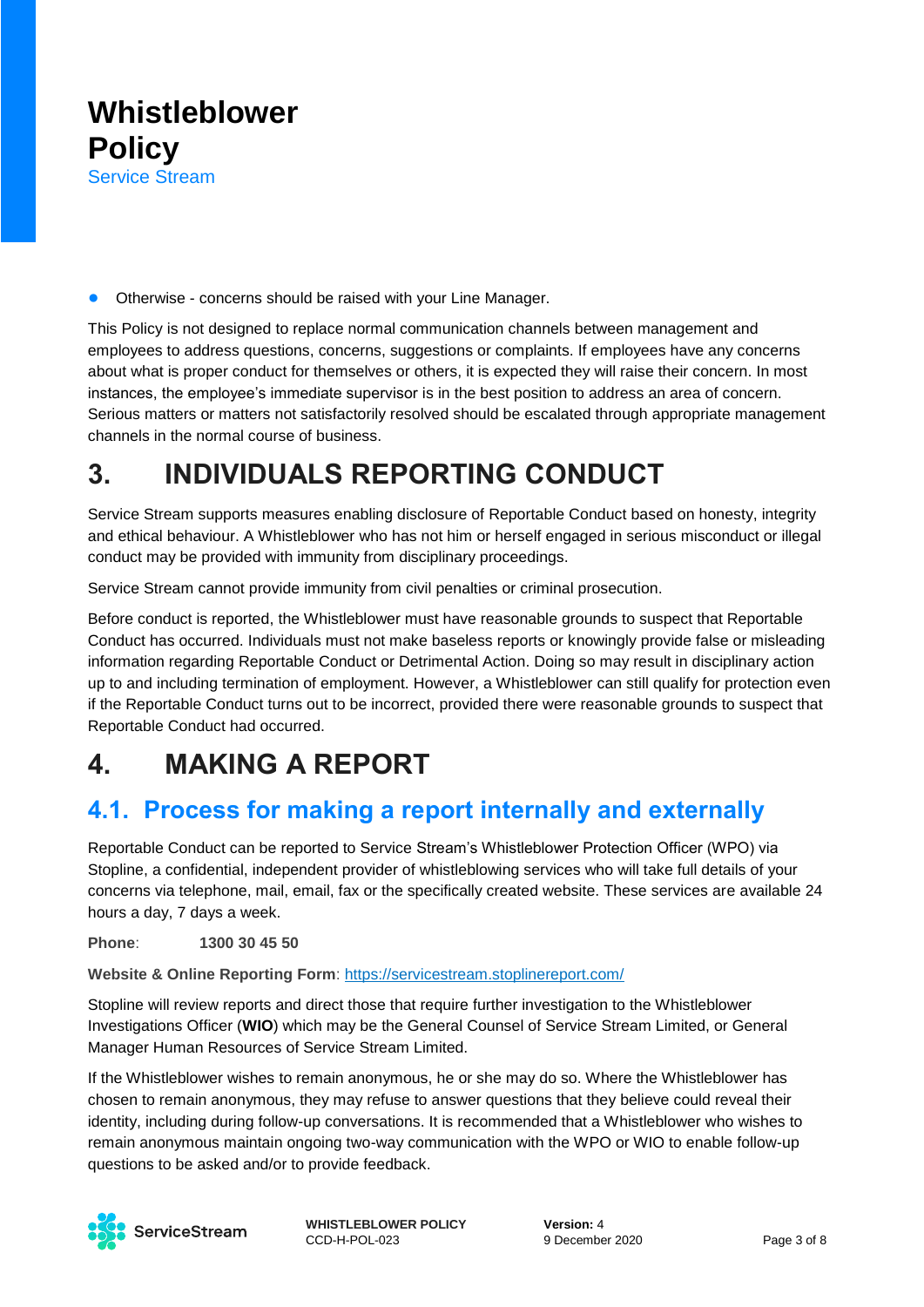- Otherwise - concerns should be raised with your Line Manager.

This Policy is not designed to replace normal communication channels between management and employees to address questions, concerns, suggestions or complaints. If employees have any concerns about what is proper conduct for themselves or others, it is expected they will raise their concern. In most instances, the employee's immediate supervisor is in the best position to address an area of concern. Serious matters or matters not satisfactorily resolved should be escalated through appropriate management channels in the normal course of business.

# 3. INDIVIDUALS REPORTING CONDUCT

Service Stream supports measures enabling disclosure of Reportable Conduct based on honesty, integrity and ethical behaviour. A Whistleblower who has not him or herself engaged in serious misconduct or illegal conduct may be provided with immunity from disciplinary proceedings.

Service Stream cannot provide immunity from civil penalties or criminal prosecution.

Before conduct is reported, the Whistleblower must have reasonable grounds to suspect that Reportable Conduct has occurred. Individuals must not make baseless reports or knowingly provide false or misleading information regarding Reportable Conduct or Detrimental Action. Doing so may result in disciplinary action up to and including termination of employment. However, a Whistleblower can still qualify for protection even if the Reportable Conduct turns out to be incorrect, provided there were reasonable grounds to suspect that Reportable Conduct had occurred.

# 4. MAKING A REPORT

## 4.1. Process for making a report internally and externally

Reportable Conduct can be reported to Service Stream's Whistleblower Protection Officer (WPO) via Stopline, a confidential, independent provider of whistleblowing services who will take full details of your concerns via telephone, mail, email, fax or the specifically created website. These services are available 24 hours a day, 7 days a week.

**Phone**: **1300 30 45 50**

**Website & Online Reporting Form**: https://servicestream.stoplinereport.com/

Stopline will review reports and direct those that require further investigation to the Whistleblower Investigations Officer (**WIO**) which may be the General Counsel of Service Stream Limited, or General Manager Human Resources of Service Stream Limited.

If the Whistleblower wishes to remain anonymous, he or she may do so. Where the Whistleblower has chosen to remain anonymous, they may refuse to answer questions that they believe could reveal their identity, including during follow-up conversations. It is recommended that a Whistleblower who wishes to remain anonymous maintain ongoing two-way communication with the WPO or WIO to enable follow-up questions to be asked and/or to provide feedback.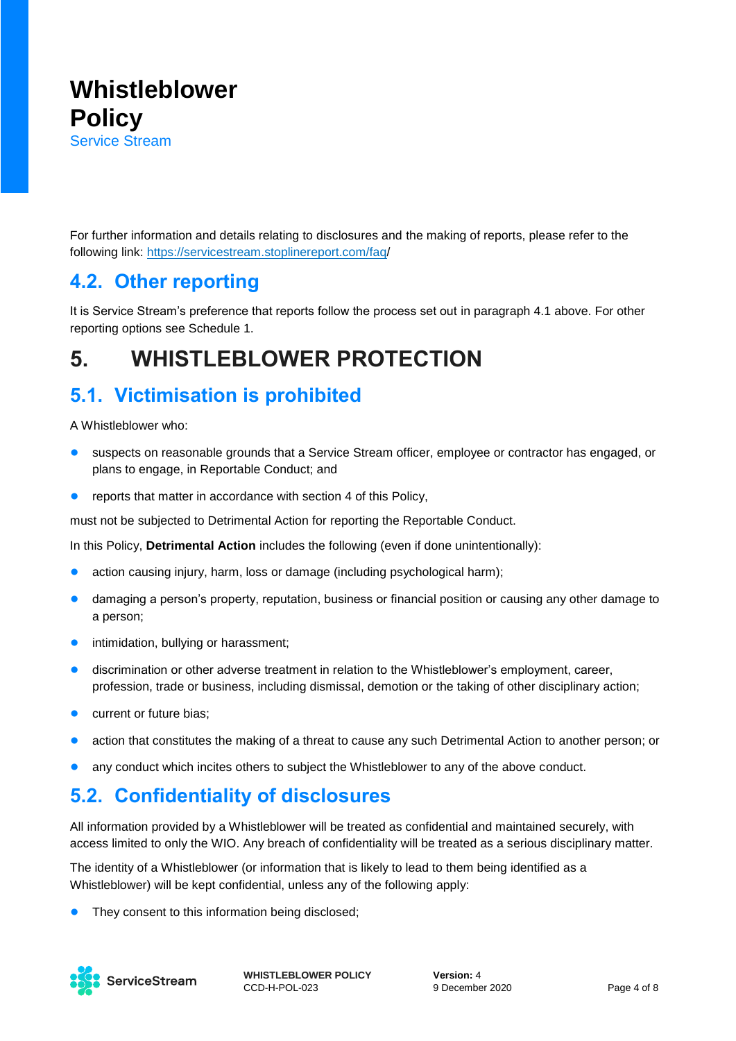For further information and details relating to disclosures and the making of reports, please refer to the following link: https://servicestream.stoplinereport.com/faq/

## 4.2. Other reporting

It is Service Stream's preference that reports follow the process set out in paragraph 4.1 above. For other reporting options see Schedule 1.

# 5. WHISTLEBLOWER PROTECTION

## 5.1. Victimisation is prohibited

A Whistleblower who:

- suspects on reasonable grounds that a Service Stream officer, employee or contractor has engaged, or plans to engage, in Reportable Conduct; and
- reports that matter in accordance with section 4 of this Policy,

must not be subjected to Detrimental Action for reporting the Reportable Conduct.

In this Policy, **Detrimental Action** includes the following (even if done unintentionally):

- action causing injury, harm, loss or damage (including psychological harm);
- damaging a person's property, reputation, business or financial position or causing any other damage to a person;
- intimidation, bullying or harassment;
- discrimination or other adverse treatment in relation to the Whistleblower's employment, career, profession, trade or business, including dismissal, demotion or the taking of other disciplinary action;
- current or future bias;
- action that constitutes the making of a threat to cause any such Detrimental Action to another person; or
- any conduct which incites others to subject the Whistleblower to any of the above conduct.

## 5.2. Confidentiality of disclosures

All information provided by a Whistleblower will be treated as confidential and maintained securely, with access limited to only the WIO. Any breach of confidentiality will be treated as a serious disciplinary matter.

The identity of a Whistleblower (or information that is likely to lead to them being identified as a Whistleblower) will be kept confidential, unless any of the following apply:

- They consent to this information being disclosed;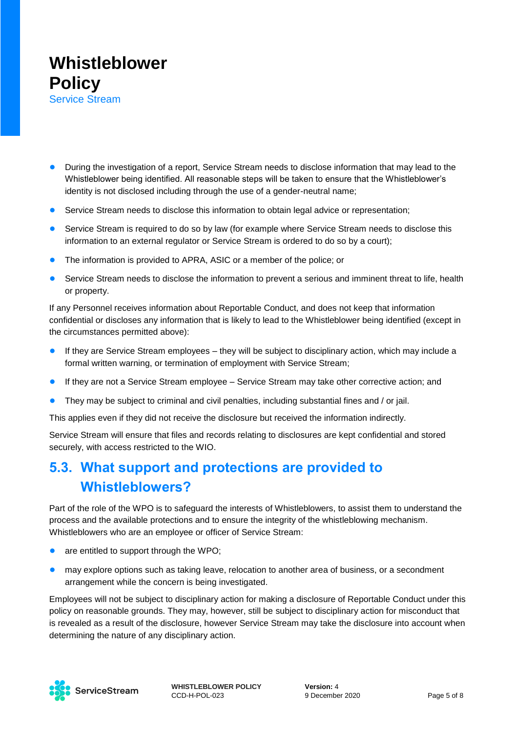- During the investigation of a report, Service Stream needs to disclose information that may lead to the Whistleblower being identified. All reasonable steps will be taken to ensure that the Whistleblower's identity is not disclosed including through the use of a gender-neutral name;
- Service Stream needs to disclose this information to obtain legal advice or representation;
- Service Stream is required to do so by law (for example where Service Stream needs to disclose this information to an external regulator or Service Stream is ordered to do so by a court);
- The information is provided to APRA, ASIC or a member of the police; or
- Service Stream needs to disclose the information to prevent a serious and imminent threat to life, health or property.

If any Personnel receives information about Reportable Conduct, and does not keep that information confidential or discloses any information that is likely to lead to the Whistleblower being identified (except in the circumstances permitted above):

- If they are Service Stream employees – they will be subject to disciplinary action, which may include a formal written warning, or termination of employment with Service Stream;
- If they are not a Service Stream employee – Service Stream may take other corrective action; and
- They may be subject to criminal and civil penalties, including substantial fines and / or jail.

This applies even if they did not receive the disclosure but received the information indirectly.

Service Stream will ensure that files and records relating to disclosures are kept confidential and stored securely, with access restricted to the WIO.

## 5.3. What support and protections are provided to Whistleblowers?

Part of the role of the WPO is to safeguard the interests of Whistleblowers, to assist them to understand the process and the available protections and to ensure the integrity of the whistleblowing mechanism. Whistleblowers who are an employee or officer of Service Stream:

- are entitled to support through the WPO;
- may explore options such as taking leave, relocation to another area of business, or a secondment arrangement while the concern is being investigated.

Employees will not be subject to disciplinary action for making a disclosure of Reportable Conduct under this policy on reasonable grounds. They may, however, still be subject to disciplinary action for misconduct that is revealed as a result of the disclosure, however Service Stream may take the disclosure into account when determining the nature of any disciplinary action.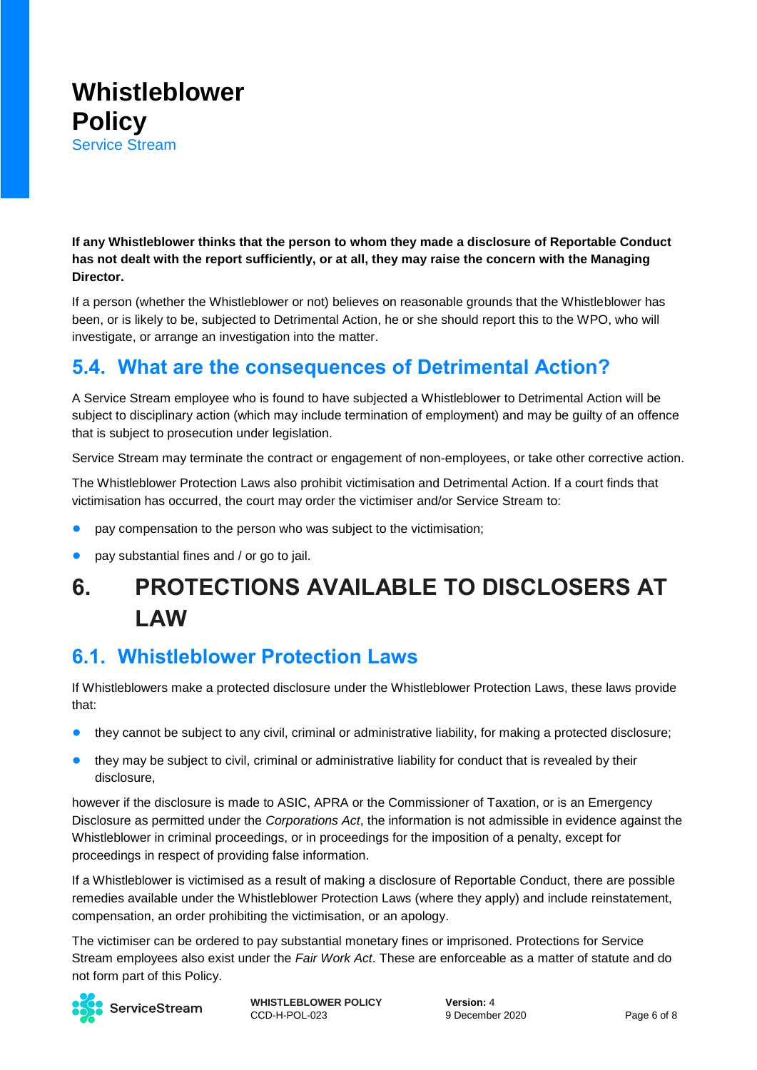**If any Whistleblower thinks that the person to whom they made a disclosure of Reportable Conduct has not dealt with the report sufficiently, or at all, they may raise the concern with the Managing Director.**

If a person (whether the Whistleblower or not) believes on reasonable grounds that the Whistleblower has been, or is likely to be, subjected to Detrimental Action, he or she should report this to the WPO, who will investigate, or arrange an investigation into the matter.

## 5.4. What are the consequences of Detrimental Action?

A Service Stream employee who is found to have subjected a Whistleblower to Detrimental Action will be subject to disciplinary action (which may include termination of employment) and may be guilty of an offence that is subject to prosecution under legislation.

Service Stream may terminate the contract or engagement of non-employees, or take other corrective action.

The Whistleblower Protection Laws also prohibit victimisation and Detrimental Action. If a court finds that victimisation has occurred, the court may order the victimiser and/or Service Stream to:

- pay compensation to the person who was subject to the victimisation;
- pay substantial fines and / or go to jail.

# 6. PROTECTIONS AVAILABLE TO DISCLOSERS AT LAW

## 6.1. Whistleblower Protection Laws

If Whistleblowers make a protected disclosure under the Whistleblower Protection Laws, these laws provide that:

- they cannot be subject to any civil, criminal or administrative liability, for making a protected disclosure;
- they may be subject to civil, criminal or administrative liability for conduct that is revealed by their disclosure,

however if the disclosure is made to ASIC, APRA or the Commissioner of Taxation, or is an Emergency Disclosure as permitted under the *Corporations Act*, the information is not admissible in evidence against the Whistleblower in criminal proceedings, or in proceedings for the imposition of a penalty, except for proceedings in respect of providing false information.

If a Whistleblower is victimised as a result of making a disclosure of Reportable Conduct, there are possible remedies available under the Whistleblower Protection Laws (where they apply) and include reinstatement, compensation, an order prohibiting the victimisation, or an apology.

The victimiser can be ordered to pay substantial monetary fines or imprisoned. Protections for Service Stream employees also exist under the *Fair Work Act*. These are enforceable as a matter of statute and do not form part of this Policy.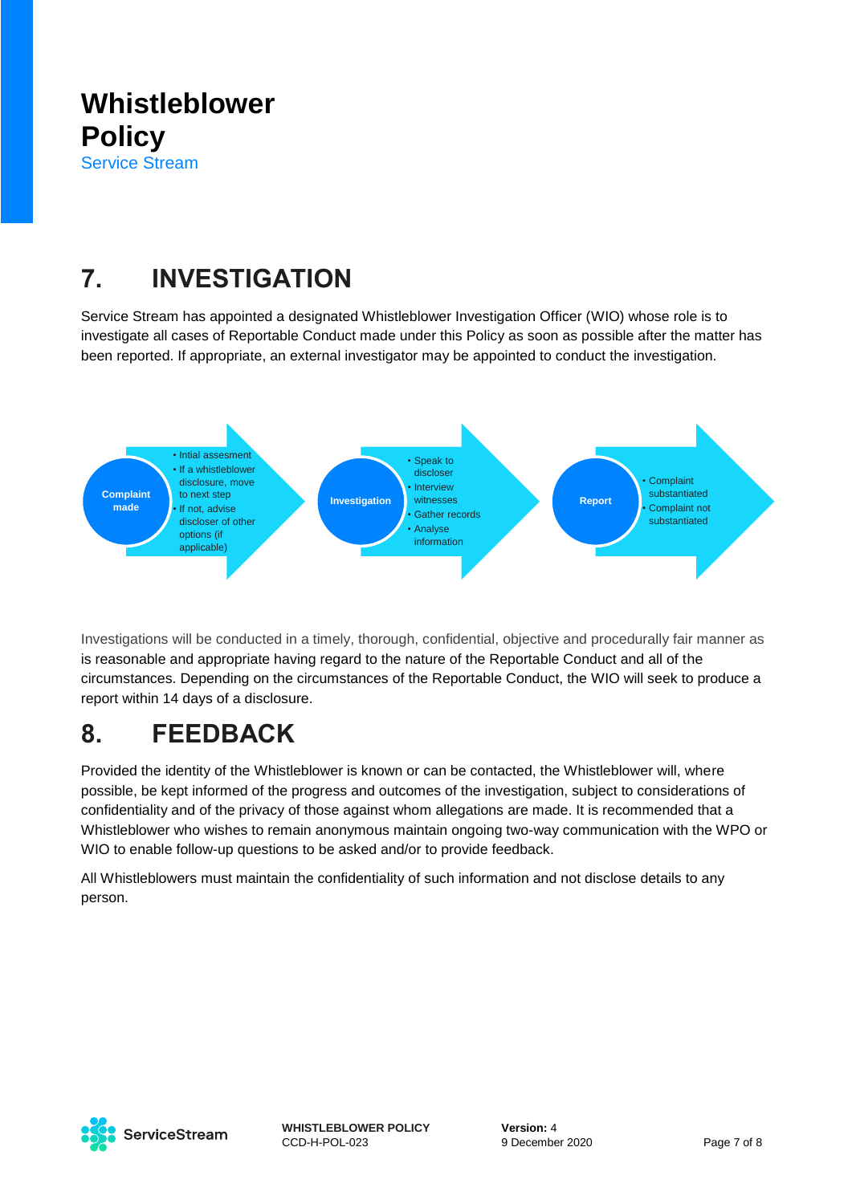# Whistleblower Policy

Service Stream

## 7. INVESTIGATION

Service Stream has appointed a designated Whistleblower Investigation Officer (WIO) whose role is to investigate all cases of Reportable Conduct made under this Policy as soon as possible after the matter has been reported. If appropriate, an external investigator may be appointed to conduct the investigation.

**Complaint made**
- Intial assesment
- If a whistleblower disclosure, move to next step
- If not, advise discloser of other options (if applicable)

**Investigation**
- Speak to discloser
- Interview witnesses
- Gather records
- Analyse information

**Report**
- Complaint substantiated
- Complaint not substantiated

Investigations will be conducted in a timely, thorough, confidential, objective and procedurally fair manner as is reasonable and appropriate having regard to the nature of the Reportable Conduct and all of the circumstances. Depending on the circumstances of the Reportable Conduct, the WIO will seek to produce a report within 14 days of a disclosure.

## 8. FEEDBACK

Provided the identity of the Whistleblower is known or can be contacted, the Whistleblower will, where possible, be kept informed of the progress and outcomes of the investigation, subject to considerations of confidentiality and of the privacy of those against whom allegations are made. It is recommended that a Whistleblower who wishes to remain anonymous maintain ongoing two-way communication with the WPO or WIO to enable follow-up questions to be asked and/or to provide feedback.

All Whistleblowers must maintain the confidentiality of such information and not disclose details to any person.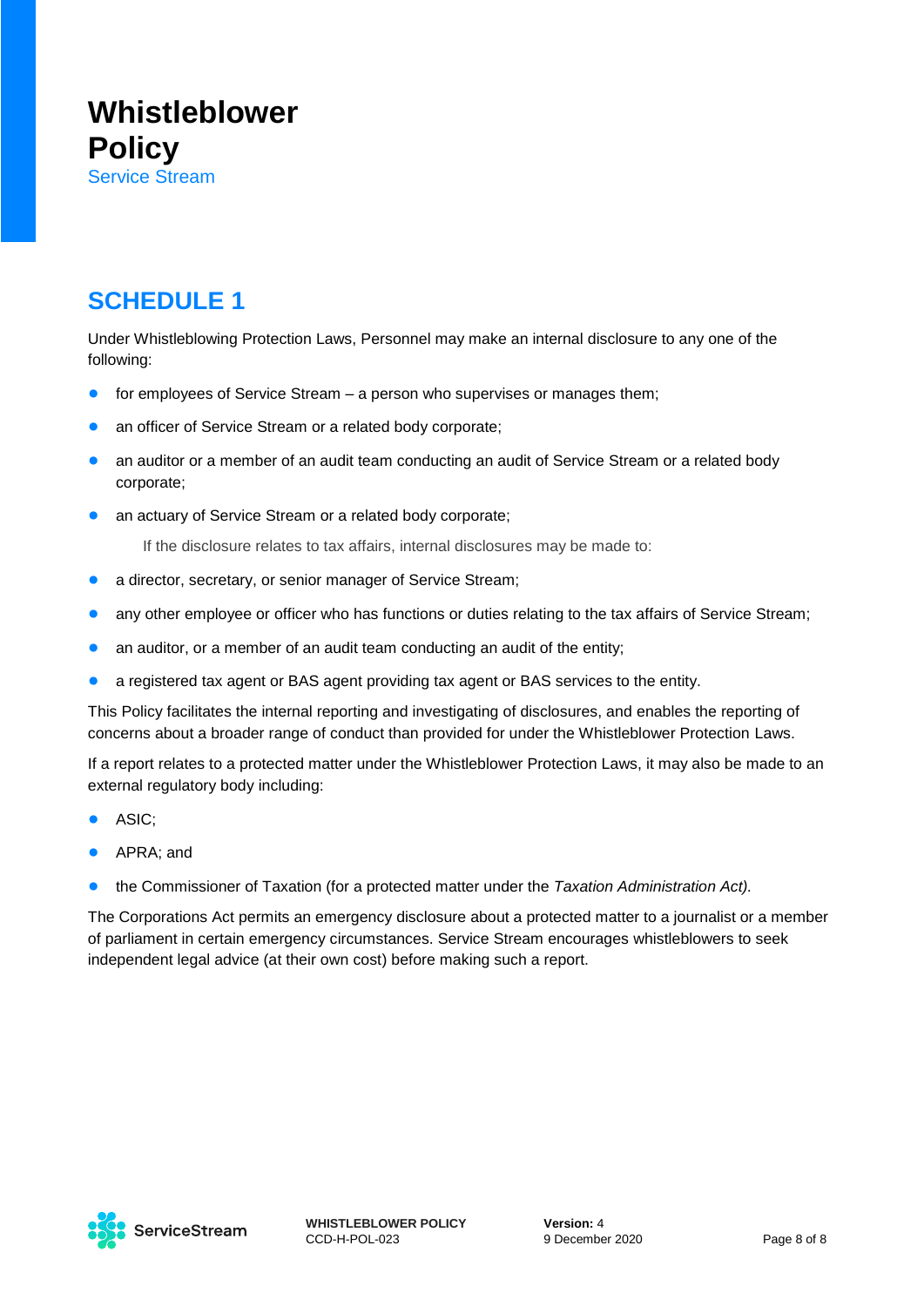# SCHEDULE 1

Under Whistleblowing Protection Laws, Personnel may make an internal disclosure to any one of the following:

- for employees of Service Stream – a person who supervises or manages them;
- an officer of Service Stream or a related body corporate;
- an auditor or a member of an audit team conducting an audit of Service Stream or a related body corporate;
- an actuary of Service Stream or a related body corporate;

  If the disclosure relates to tax affairs, internal disclosures may be made to:

- a director, secretary, or senior manager of Service Stream;
- any other employee or officer who has functions or duties relating to the tax affairs of Service Stream;
- an auditor, or a member of an audit team conducting an audit of the entity;
- a registered tax agent or BAS agent providing tax agent or BAS services to the entity.

This Policy facilitates the internal reporting and investigating of disclosures, and enables the reporting of concerns about a broader range of conduct than provided for under the Whistleblower Protection Laws.

If a report relates to a protected matter under the Whistleblower Protection Laws, it may also be made to an external regulatory body including:

- ASIC;
- APRA; and
- the Commissioner of Taxation (for a protected matter under the *Taxation Administration Act).*

The Corporations Act permits an emergency disclosure about a protected matter to a journalist or a member of parliament in certain emergency circumstances. Service Stream encourages whistleblowers to seek independent legal advice (at their own cost) before making such a report.